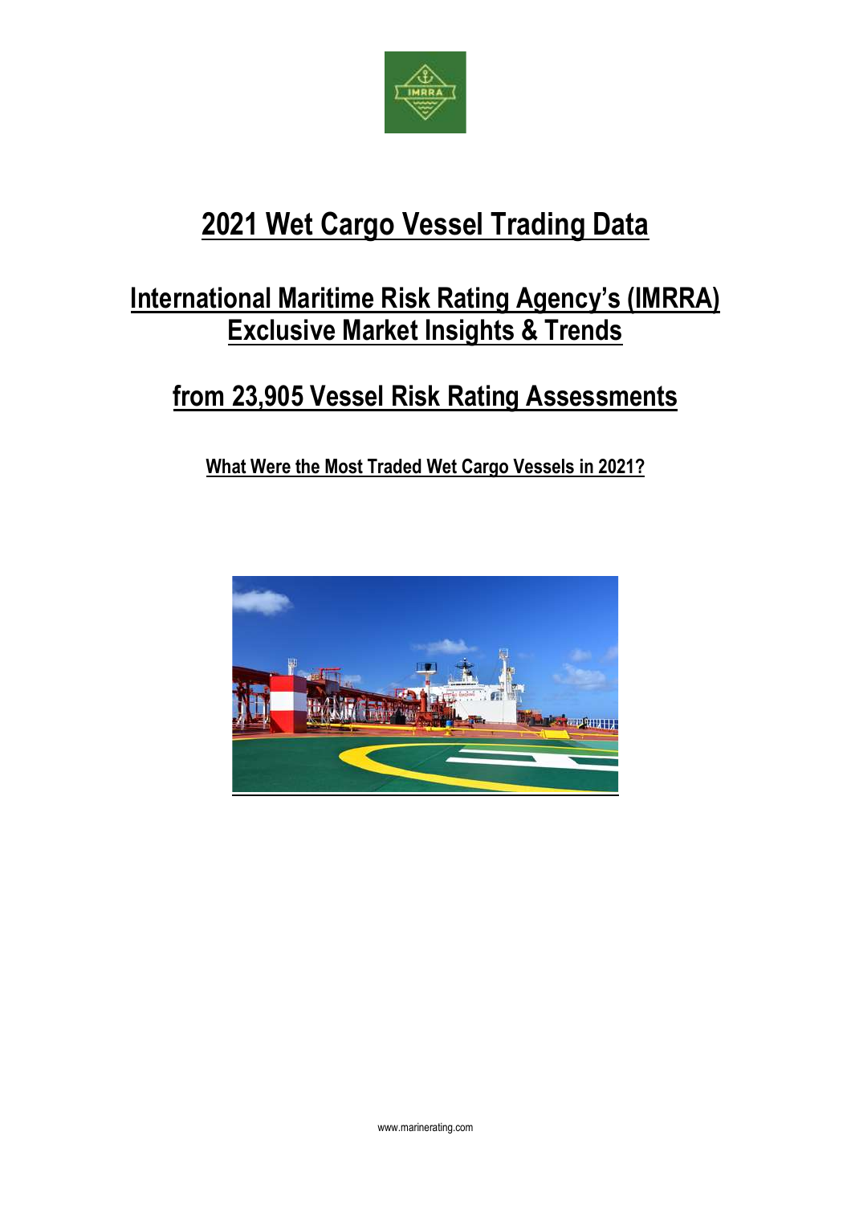# 2021 Wet Cargo Vessel Trading Data

## International Maritime Risk Rating Agency's (IMRRA) Exclusive Market Insights & Trends

## from 23,905 Vessel Risk Rating Assessments

### What Were the Most Traded Wet Cargo Vessels in 2021?

www.marinerating.com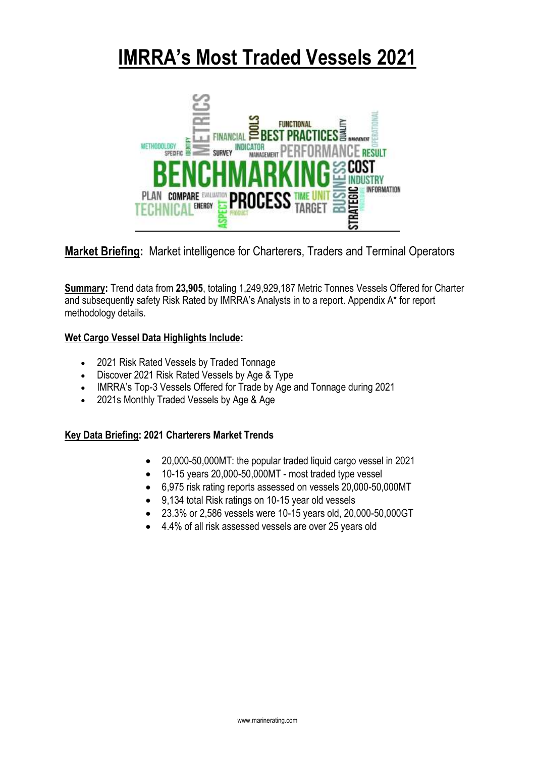# IMRRA's Most Traded Vessels 2021

**Market Briefing:** Market intelligence for Charterers, Traders and Terminal Operators

**Summary:** Trend data from **23,905**, totaling 1,249,929,187 Metric Tonnes Vessels Offered for Charter and subsequently safety Risk Rated by IMRRA's Analysts in to a report. Appendix A* for report methodology details.

**Wet Cargo Vessel Data Highlights Include:**

- 2021 Risk Rated Vessels by Traded Tonnage
- Discover 2021 Risk Rated Vessels by Age & Type
- IMRRA's Top-3 Vessels Offered for Trade by Age and Tonnage during 2021
- 2021s Monthly Traded Vessels by Age & Age

**Key Data Briefing: 2021 Charterers Market Trends**

- 20,000-50,000MT: the popular traded liquid cargo vessel in 2021
- 10-15 years 20,000-50,000MT - most traded type vessel
- 6,975 risk rating reports assessed on vessels 20,000-50,000MT
- 9,134 total Risk ratings on 10-15 year old vessels
- 23.3% or 2,586 vessels were 10-15 years old, 20,000-50,000GT
- 4.4% of all risk assessed vessels are over 25 years old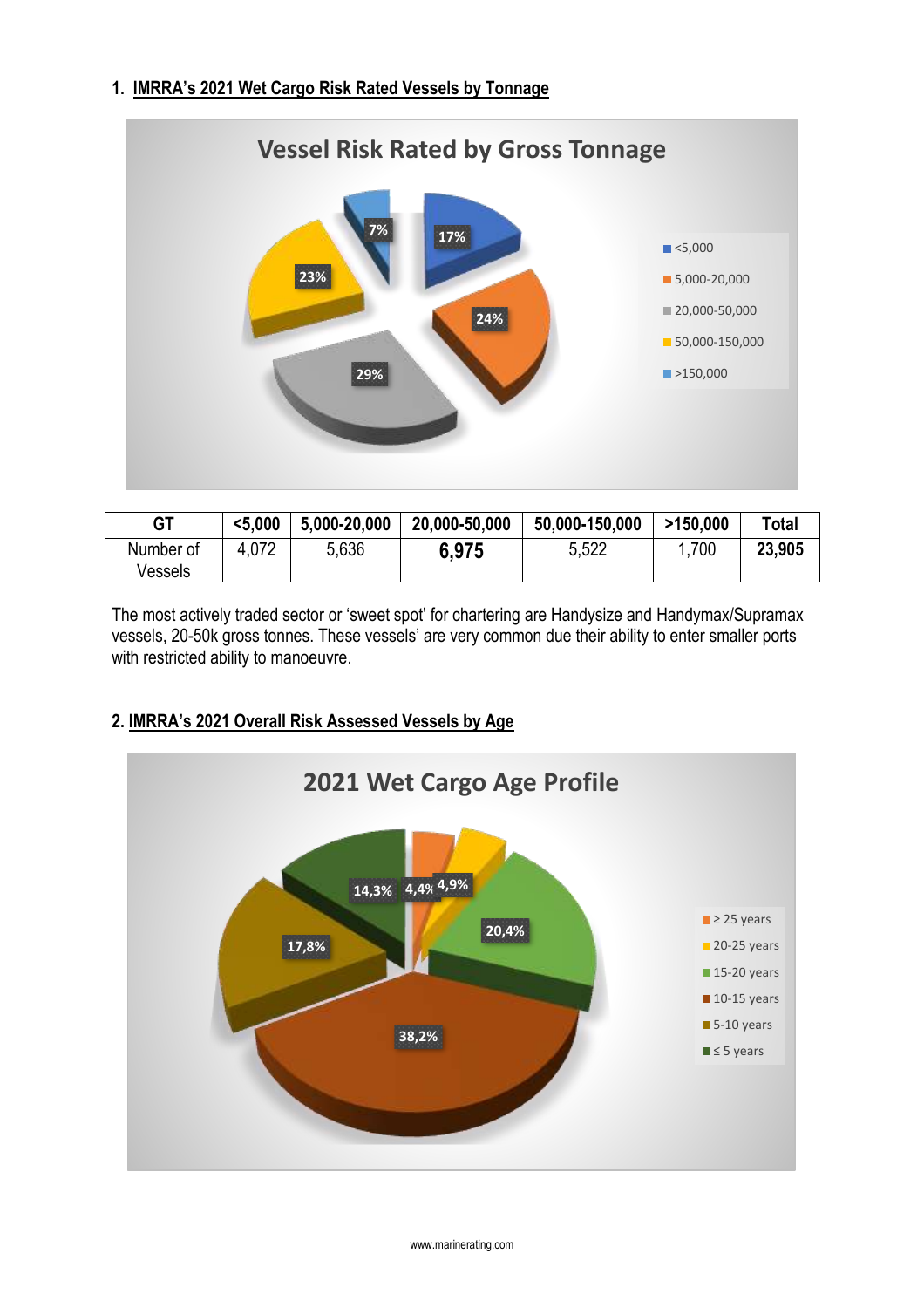## 1. IMRRA's 2021 Wet Cargo Risk Rated Vessels by Tonnage

| GT | <5,000 | 5,000-20,000 | 20,000-50,000 | 50,000-150,000 | >150,000 | Total |
|---|---|---|---|---|---|---|
| Number of Vessels | 4,072 | 5,636 | **6,975** | 5,522 | 1,700 | **23,905** |

The most actively traded sector or 'sweet spot' for chartering are Handysize and Handymax/Supramax vessels, 20-50k gross tonnes. These vessels' are very common due their ability to enter smaller ports with restricted ability to manoeuvre.

## 2. IMRRA's 2021 Overall Risk Assessed Vessels by Age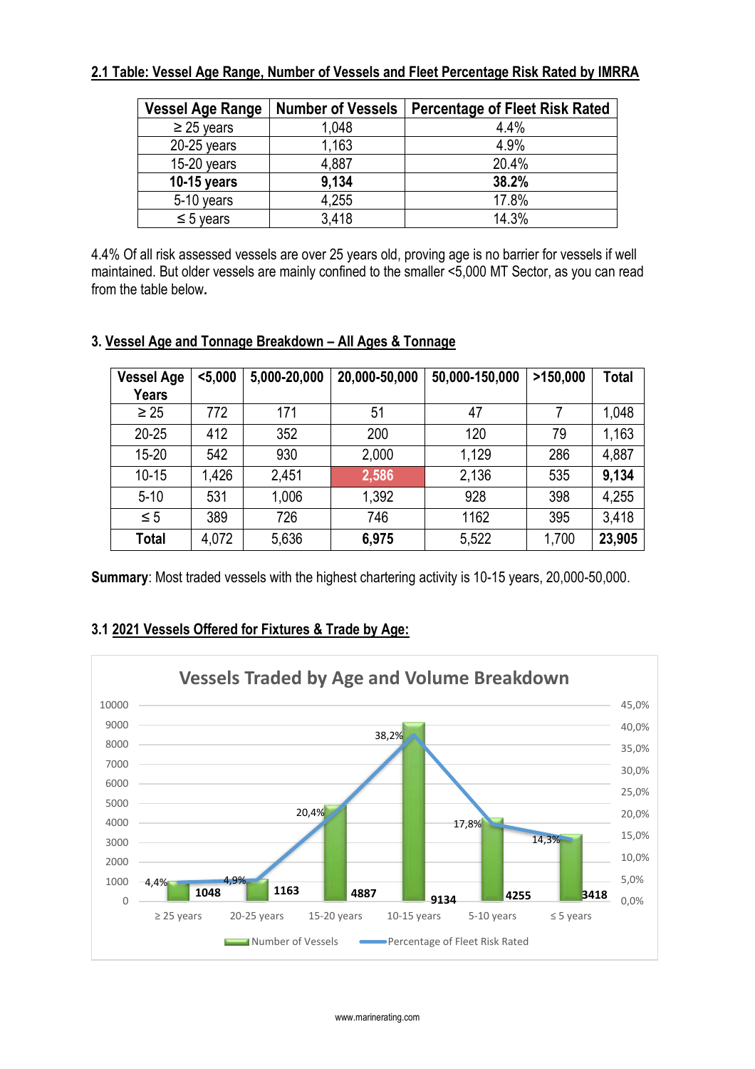## 2.1 Table: Vessel Age Range, Number of Vessels and Fleet Percentage Risk Rated by IMRRA

| Vessel Age Range | Number of Vessels | Percentage of Fleet Risk Rated |
|---|---|---|
| ≥ 25 years | 1,048 | 4.4% |
| 20-25 years | 1,163 | 4.9% |
| 15-20 years | 4,887 | 20.4% |
| **10-15 years** | **9,134** | **38.2%** |
| 5-10 years | 4,255 | 17.8% |
| ≤ 5 years | 3,418 | 14.3% |

4.4% Of all risk assessed vessels are over 25 years old, proving age is no barrier for vessels if well maintained. But older vessels are mainly confined to the smaller <5,000 MT Sector, as you can read from the table below**.**

## 3. Vessel Age and Tonnage Breakdown – All Ages & Tonnage

| Vessel Age Years | <5,000 | 5,000-20,000 | 20,000-50,000 | 50,000-150,000 | >150,000 | Total |
|---|---|---|---|---|---|---|
| ≥ 25 | 772 | 171 | 51 | 47 | 7 | 1,048 |
| 20-25 | 412 | 352 | 200 | 120 | 79 | 1,163 |
| 15-20 | 542 | 930 | 2,000 | 1,129 | 286 | 4,887 |
| 10-15 | 1,426 | 2,451 | **2,586** | 2,136 | 535 | **9,134** |
| 5-10 | 531 | 1,006 | 1,392 | 928 | 398 | 4,255 |
| ≤ 5 | 389 | 726 | 746 | 1162 | 395 | 3,418 |
| **Total** | 4,072 | 5,636 | **6,975** | 5,522 | 1,700 | **23,905** |

**Summary**: Most traded vessels with the highest chartering activity is 10-15 years, 20,000-50,000.

## 3.1 2021 Vessels Offered for Fixtures & Trade by Age:

Vessels Traded by Age and Volume Breakdown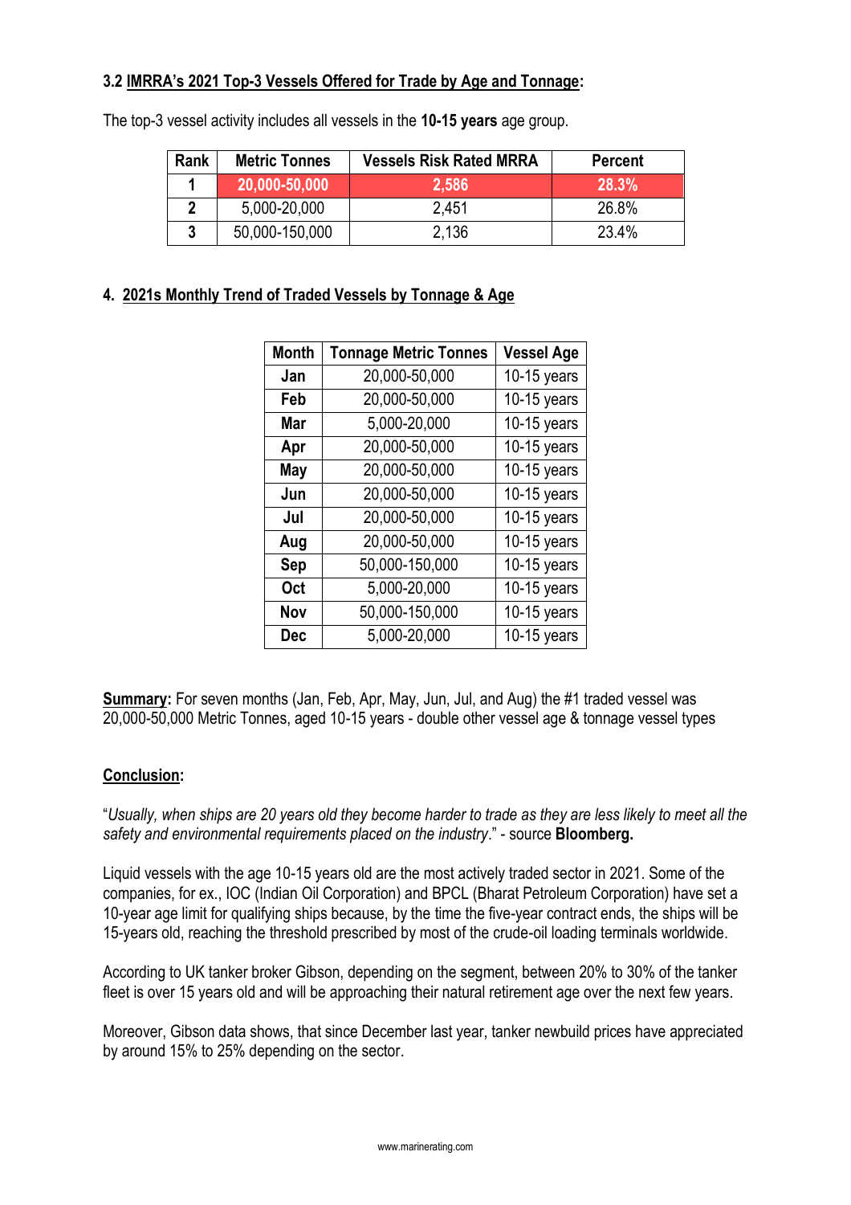### 3.2 IMRRA's 2021 Top-3 Vessels Offered for Trade by Age and Tonnage:

The top-3 vessel activity includes all vessels in the **10-15 years** age group.

| Rank | Metric Tonnes | Vessels Risk Rated MRRA | Percent |
|---|---|---|---|
| **1** | **20,000-50,000** | **2,586** | **28.3%** |
| **2** | 5,000-20,000 | 2,451 | 26.8% |
| **3** | 50,000-150,000 | 2,136 | 23.4% |

## 4. 2021s Monthly Trend of Traded Vessels by Tonnage & Age

| Month | Tonnage Metric Tonnes | Vessel Age |
|---|---|---|
| **Jan** | 20,000-50,000 | 10-15 years |
| **Feb** | 20,000-50,000 | 10-15 years |
| **Mar** | 5,000-20,000 | 10-15 years |
| **Apr** | 20,000-50,000 | 10-15 years |
| **May** | 20,000-50,000 | 10-15 years |
| **Jun** | 20,000-50,000 | 10-15 years |
| **Jul** | 20,000-50,000 | 10-15 years |
| **Aug** | 20,000-50,000 | 10-15 years |
| **Sep** | 50,000-150,000 | 10-15 years |
| **Oct** | 5,000-20,000 | 10-15 years |
| **Nov** | 50,000-150,000 | 10-15 years |
| **Dec** | 5,000-20,000 | 10-15 years |

**Summary:** For seven months (Jan, Feb, Apr, May, Jun, Jul, and Aug) the #1 traded vessel was 20,000-50,000 Metric Tonnes, aged 10-15 years - double other vessel age & tonnage vessel types

**Conclusion:**

"*Usually, when ships are 20 years old they become harder to trade as they are less likely to meet all the safety and environmental requirements placed on the industry*." - source **Bloomberg.**

Liquid vessels with the age 10-15 years old are the most actively traded sector in 2021. Some of the companies, for ex., IOC (Indian Oil Corporation) and BPCL (Bharat Petroleum Corporation) have set a 10-year age limit for qualifying ships because, by the time the five-year contract ends, the ships will be 15-years old, reaching the threshold prescribed by most of the crude-oil loading terminals worldwide.

According to UK tanker broker Gibson, depending on the segment, between 20% to 30% of the tanker fleet is over 15 years old and will be approaching their natural retirement age over the next few years.

Moreover, Gibson data shows, that since December last year, tanker newbuild prices have appreciated by around 15% to 25% depending on the sector.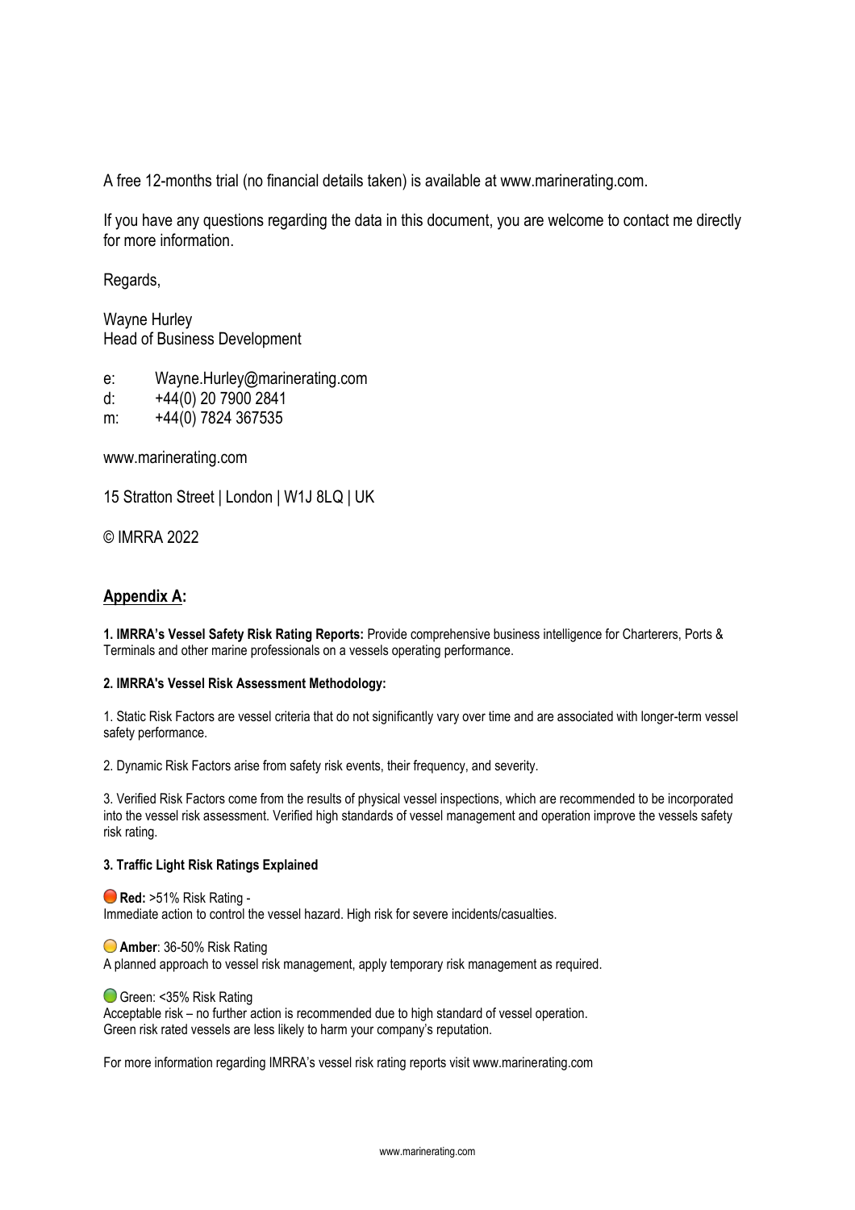A free 12-months trial (no financial details taken) is available at www.marinerating.com.

If you have any questions regarding the data in this document, you are welcome to contact me directly for more information.

Regards,

Wayne Hurley
Head of Business Development

e: Wayne.Hurley@marinerating.com
d: +44(0) 20 7900 2841
m: +44(0) 7824 367535

www.marinerating.com

15 Stratton Street | London | W1J 8LQ | UK

© IMRRA 2022

## Appendix A:

**1. IMRRA's Vessel Safety Risk Rating Reports:** Provide comprehensive business intelligence for Charterers, Ports & Terminals and other marine professionals on a vessels operating performance.

**2. IMRRA's Vessel Risk Assessment Methodology:**

1. Static Risk Factors are vessel criteria that do not significantly vary over time and are associated with longer-term vessel safety performance.

2. Dynamic Risk Factors arise from safety risk events, their frequency, and severity.

3. Verified Risk Factors come from the results of physical vessel inspections, which are recommended to be incorporated into the vessel risk assessment. Verified high standards of vessel management and operation improve the vessels safety risk rating.

**3. Traffic Light Risk Ratings Explained**

**Red:** >51% Risk Rating -
Immediate action to control the vessel hazard. High risk for severe incidents/casualties.

**Amber**: 36-50% Risk Rating
A planned approach to vessel risk management, apply temporary risk management as required.

Green: <35% Risk Rating
Acceptable risk – no further action is recommended due to high standard of vessel operation.
Green risk rated vessels are less likely to harm your company's reputation.

For more information regarding IMRRA's vessel risk rating reports visit www.marinerating.com